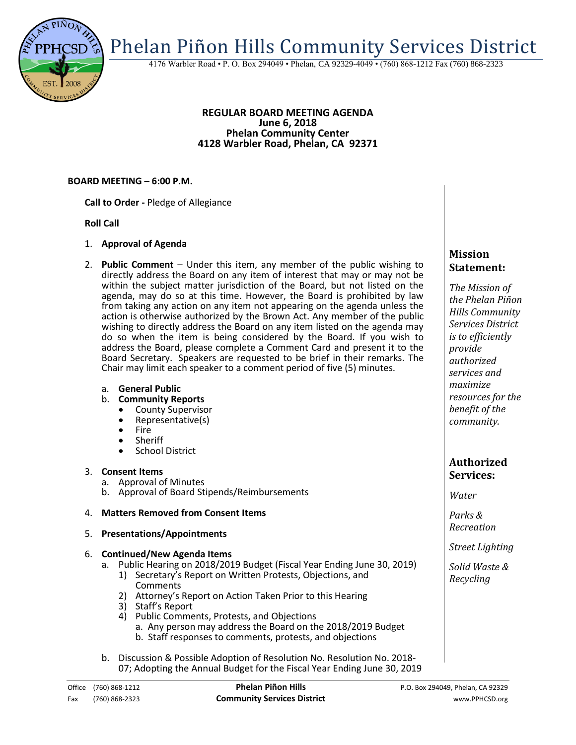# Phelan Piñon Hills Community Services District

4176 Warbler Road • P. O. Box 294049 • Phelan, CA 92329-4049 • (760) 868-1212 Fax (760) 868-2323

**REGULAR BOARD MEETING AGENDA**
**June 6, 2018**
**Phelan Community Center**
**4128 Warbler Road, Phelan, CA 92371**

**BOARD MEETING – 6:00 P.M.**

**Call to Order -** Pledge of Allegiance

**Roll Call**

1. **Approval of Agenda**
2. **Public Comment** – Under this item, any member of the public wishing to directly address the Board on any item of interest that may or may not be within the subject matter jurisdiction of the Board, but not listed on the agenda, may do so at this time. However, the Board is prohibited by law from taking any action on any item not appearing on the agenda unless the action is otherwise authorized by the Brown Act. Any member of the public wishing to directly address the Board on any item listed on the agenda may do so when the item is being considered by the Board. If you wish to address the Board, please complete a Comment Card and present it to the Board Secretary. Speakers are requested to be brief in their remarks. The Chair may limit each speaker to a comment period of five (5) minutes.
   a. **General Public**
   b. **Community Reports**
      - County Supervisor
      - Representative(s)
      - Fire
      - Sheriff
      - School District
3. **Consent Items**
   a. Approval of Minutes
   b. Approval of Board Stipends/Reimbursements
4. **Matters Removed from Consent Items**
5. **Presentations/Appointments**
6. **Continued/New Agenda Items**
   a. Public Hearing on 2018/2019 Budget (Fiscal Year Ending June 30, 2019)
      1) Secretary's Report on Written Protests, Objections, and Comments
      2) Attorney's Report on Action Taken Prior to this Hearing
      3) Staff's Report
      4) Public Comments, Protests, and Objections
         a. Any person may address the Board on the 2018/2019 Budget
         b. Staff responses to comments, protests, and objections

   b. Discussion & Possible Adoption of Resolution No. Resolution No. 2018-07; Adopting the Annual Budget for the Fiscal Year Ending June 30, 2019

### Mission Statement:

*The Mission of the Phelan Piñon Hills Community Services District is to efficiently provide authorized services and maximize resources for the benefit of the community.*

### Authorized Services:

*Water*

*Parks & Recreation*

*Street Lighting*

*Solid Waste & Recycling*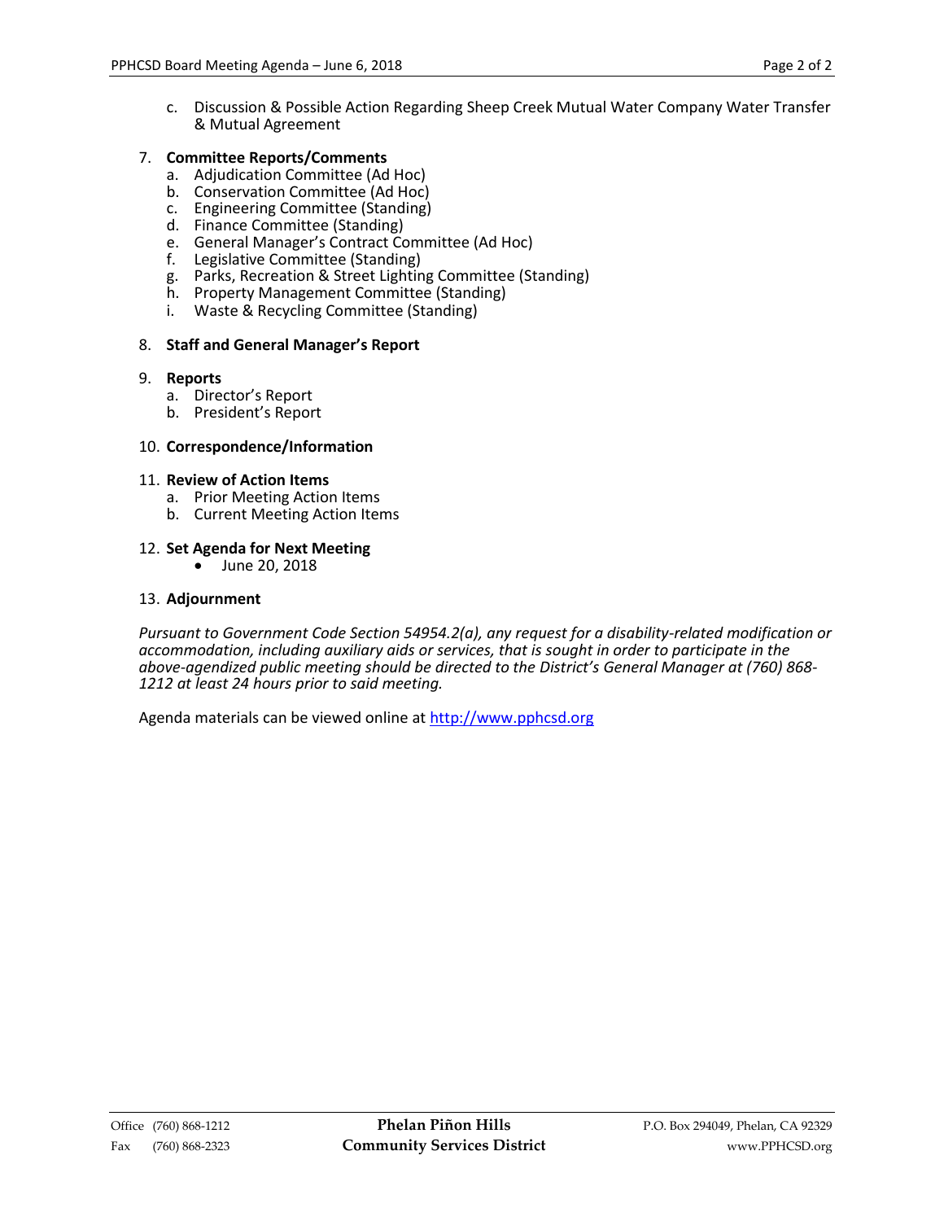c. Discussion & Possible Action Regarding Sheep Creek Mutual Water Company Water Transfer & Mutual Agreement

7. **Committee Reports/Comments**
   a. Adjudication Committee (Ad Hoc)
   b. Conservation Committee (Ad Hoc)
   c. Engineering Committee (Standing)
   d. Finance Committee (Standing)
   e. General Manager's Contract Committee (Ad Hoc)
   f. Legislative Committee (Standing)
   g. Parks, Recreation & Street Lighting Committee (Standing)
   h. Property Management Committee (Standing)
   i. Waste & Recycling Committee (Standing)

8. **Staff and General Manager's Report**

9. **Reports**
   a. Director's Report
   b. President's Report

10. **Correspondence/Information**

11. **Review of Action Items**
    a. Prior Meeting Action Items
    b. Current Meeting Action Items

12. **Set Agenda for Next Meeting**
    - June 20, 2018

13. **Adjournment**

*Pursuant to Government Code Section 54954.2(a), any request for a disability-related modification or accommodation, including auxiliary aids or services, that is sought in order to participate in the above-agendized public meeting should be directed to the District's General Manager at (760) 868-1212 at least 24 hours prior to said meeting.*

Agenda materials can be viewed online at http://www.pphcsd.org

Office (760) 868-1212 | Fax (760) 868-2323

**Phelan Piñon Hills Community Services District**

P.O. Box 294049, Phelan, CA 92329 | www.PPHCSD.org